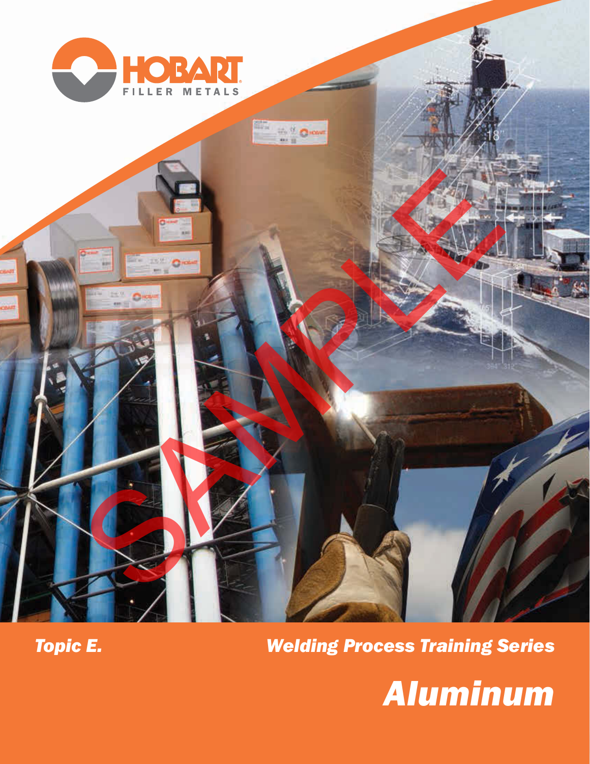HOBART FILLER METALS

*Topic E.*

***Welding Process Training Series***

# *Aluminum*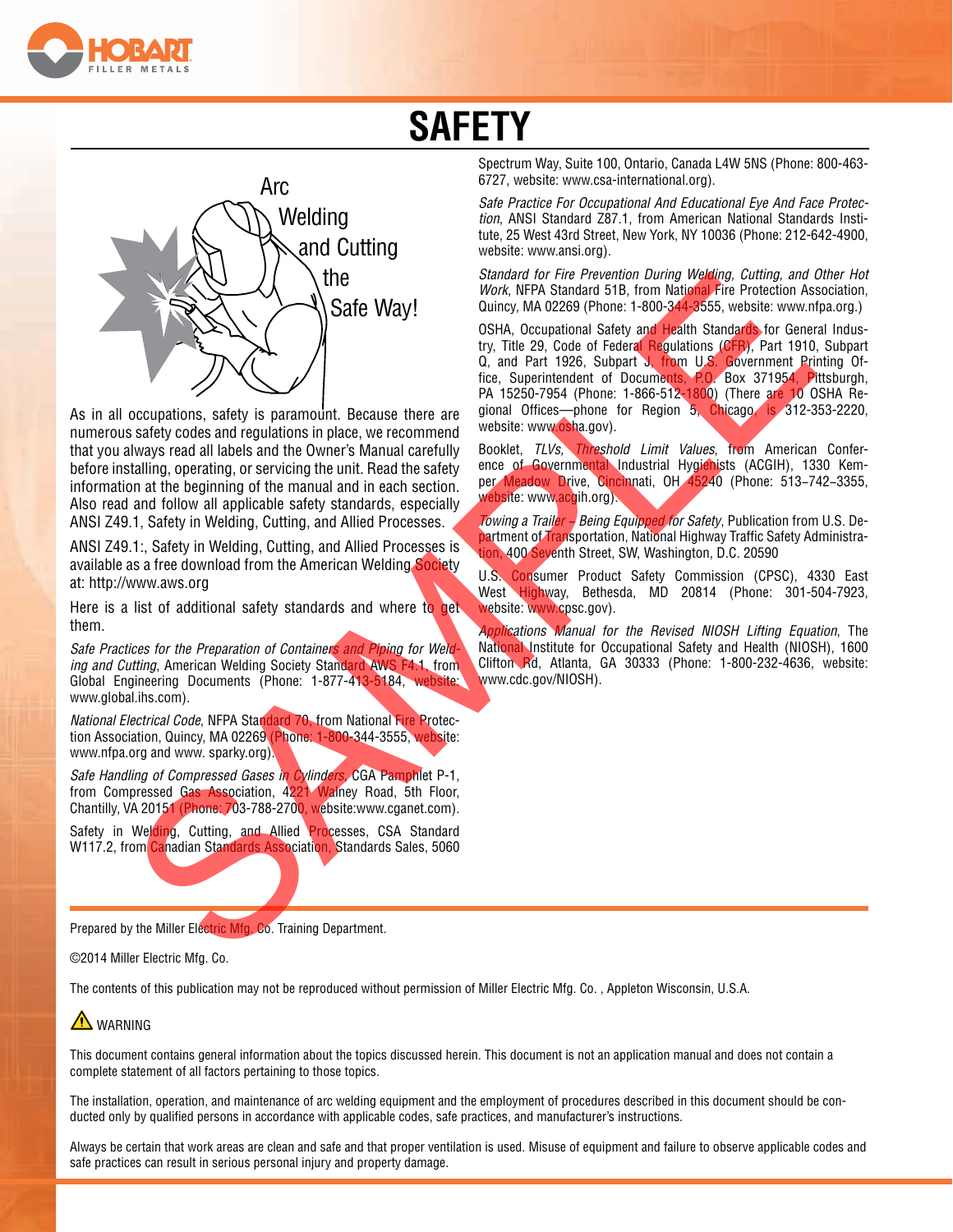# SAFETY

Arc Welding and Cutting the Safe Way!

As in all occupations, safety is paramount. Because there are numerous safety codes and regulations in place, we recommend that you always read all labels and the Owner's Manual carefully before installing, operating, or servicing the unit. Read the safety information at the beginning of the manual and in each section. Also read and follow all applicable safety standards, especially ANSI Z49.1, Safety in Welding, Cutting, and Allied Processes.

ANSI Z49.1:, Safety in Welding, Cutting, and Allied Processes is available as a free download from the American Welding Society at: http://www.aws.org

Here is a list of additional safety standards and where to get them.

*Safe Practices for the Preparation of Containers and Piping for Welding and Cutting*, American Welding Society Standard AWS F4.1, from Global Engineering Documents (Phone: 1-877-413-5184, website: www.global.ihs.com).

*National Electrical Code*, NFPA Standard 70, from National Fire Protection Association, Quincy, MA 02269 (Phone: 1-800-344-3555, website: www.nfpa.org and www. sparky.org).

*Safe Handling of Compressed Gases in Cylinders*, CGA Pamphlet P-1, from Compressed Gas Association, 4221 Walney Road, 5th Floor, Chantilly, VA 20151 (Phone: 703-788-2700, website:www.cganet.com).

Safety in Welding, Cutting, and Allied Processes, CSA Standard W117.2, from Canadian Standards Association, Standards Sales, 5060 Spectrum Way, Suite 100, Ontario, Canada L4W 5NS (Phone: 800-463-6727, website: www.csa-international.org).

*Safe Practice For Occupational And Educational Eye And Face Protection*, ANSI Standard Z87.1, from American National Standards Institute, 25 West 43rd Street, New York, NY 10036 (Phone: 212-642-4900, website: www.ansi.org).

*Standard for Fire Prevention During Welding, Cutting, and Other Hot Work*, NFPA Standard 51B, from National Fire Protection Association, Quincy, MA 02269 (Phone: 1-800-344-3555, website: www.nfpa.org.)

OSHA, Occupational Safety and Health Standards for General Industry, Title 29, Code of Federal Regulations (CFR), Part 1910, Subpart Q, and Part 1926, Subpart J, from U.S. Government Printing Office, Superintendent of Documents, P.O. Box 371954, Pittsburgh, PA 15250-7954 (Phone: 1-866-512-1800) (There are 10 OSHA Regional Offices—phone for Region 5, Chicago, is 312-353-2220, website: www.osha.gov).

Booklet, *TLVs, Threshold Limit Values*, from American Conference of Governmental Industrial Hygienists (ACGIH), 1330 Kemper Meadow Drive, Cincinnati, OH 45240 (Phone: 513–742–3355, website: www.acgih.org).

*Towing a Trailer – Being Equipped for Safety*, Publication from U.S. Department of Transportation, National Highway Traffic Safety Administration, 400 Seventh Street, SW, Washington, D.C. 20590

U.S. Consumer Product Safety Commission (CPSC), 4330 East West Highway, Bethesda, MD 20814 (Phone: 301-504-7923, website: www.cpsc.gov).

*Applications Manual for the Revised NIOSH Lifting Equation*, The National Institute for Occupational Safety and Health (NIOSH), 1600 Clifton Rd, Atlanta, GA 30333 (Phone: 1-800-232-4636, website: www.cdc.gov/NIOSH).

Prepared by the Miller Electric Mfg. Co. Training Department.

©2014 Miller Electric Mfg. Co.

The contents of this publication may not be reproduced without permission of Miller Electric Mfg. Co. , Appleton Wisconsin, U.S.A.

⚠ WARNING

This document contains general information about the topics discussed herein. This document is not an application manual and does not contain a complete statement of all factors pertaining to those topics.

The installation, operation, and maintenance of arc welding equipment and the employment of procedures described in this document should be conducted only by qualified persons in accordance with applicable codes, safe practices, and manufacturer's instructions.

Always be certain that work areas are clean and safe and that proper ventilation is used. Misuse of equipment and failure to observe applicable codes and safe practices can result in serious personal injury and property damage.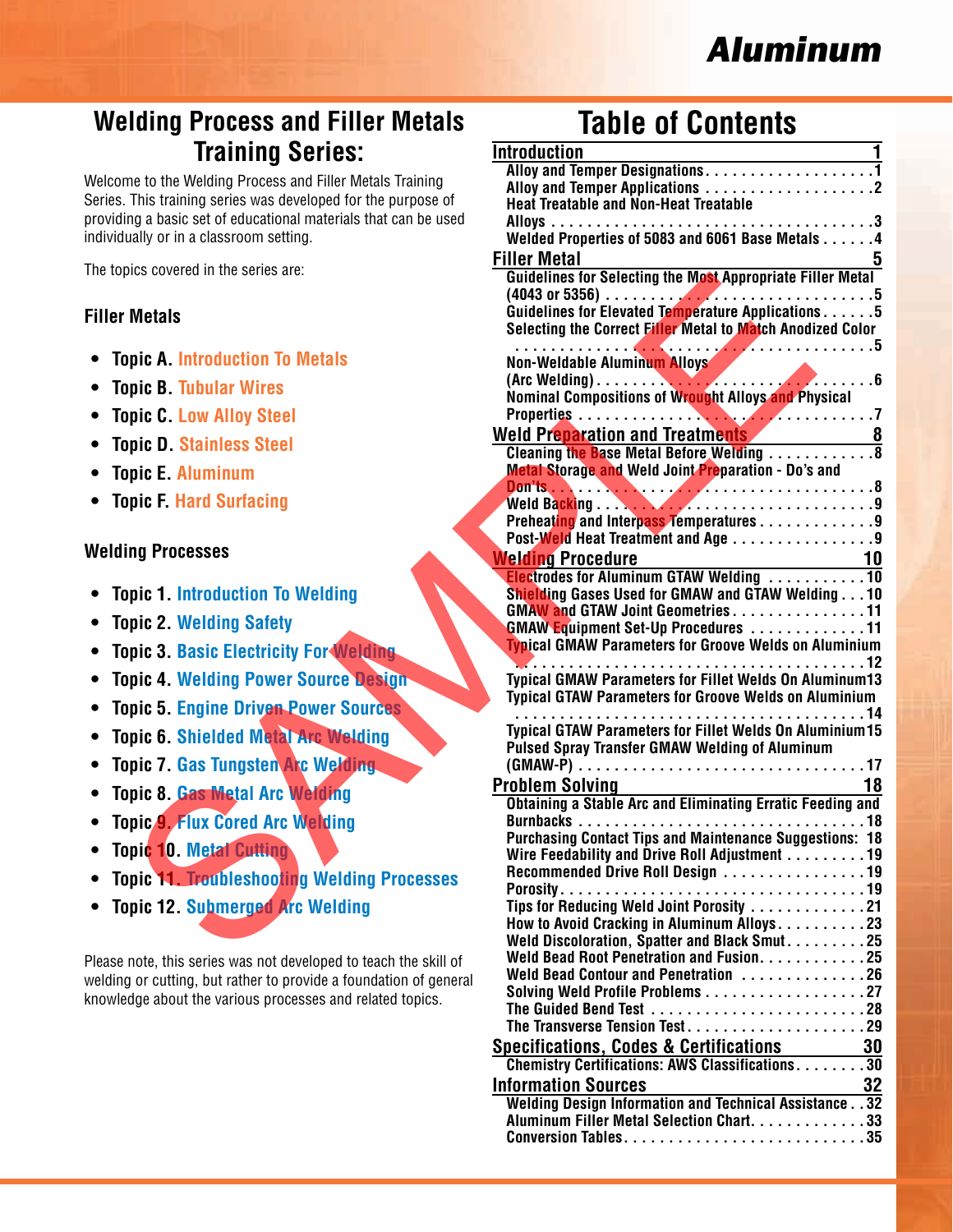# Aluminum

## Welding Process and Filler Metals Training Series:

Welcome to the Welding Process and Filler Metals Training Series. This training series was developed for the purpose of providing a basic set of educational materials that can be used individually or in a classroom setting.

The topics covered in the series are:

### Filler Metals

- **Topic A.** Introduction To Metals
- **Topic B.** Tubular Wires
- **Topic C.** Low Alloy Steel
- **Topic D.** Stainless Steel
- **Topic E.** Aluminum
- **Topic F.** Hard Surfacing

### Welding Processes

- **Topic 1.** Introduction To Welding
- **Topic 2.** Welding Safety
- **Topic 3.** Basic Electricity For Welding
- **Topic 4.** Welding Power Source Design
- **Topic 5.** Engine Driven Power Sources
- **Topic 6.** Shielded Metal Arc Welding
- **Topic 7.** Gas Tungsten Arc Welding
- **Topic 8.** Gas Metal Arc Welding
- **Topic 9.** Flux Cored Arc Welding
- **Topic 10.** Metal Cutting
- **Topic 11.** Troubleshooting Welding Processes
- **Topic 12.** Submerged Arc Welding

Please note, this series was not developed to teach the skill of welding or cutting, but rather to provide a foundation of general knowledge about the various processes and related topics.

## Table of Contents

**Introduction** .......... 1
- Alloy and Temper Designations .......... 1
- Alloy and Temper Applications .......... 2
- Heat Treatable and Non-Heat Treatable Alloys .......... 3
- Welded Properties of 5083 and 6061 Base Metals .......... 4

**Filler Metal** .......... 5
- Guidelines for Selecting the Most Appropriate Filler Metal (4043 or 5356) .......... 5
- Guidelines for Elevated Temperature Applications .......... 5
- Selecting the Correct Filler Metal to Match Anodized Color .......... 5
- Non-Weldable Aluminum Alloys (Arc Welding) .......... 6
- Nominal Compositions of Wrought Alloys and Physical Properties .......... 7

**Weld Preparation and Treatments** .......... 8
- Cleaning the Base Metal Before Welding .......... 8
- Metal Storage and Weld Joint Preparation - Do's and Don'ts .......... 8
- Weld Backing .......... 9
- Preheating and Interpass Temperatures .......... 9
- Post-Weld Heat Treatment and Age .......... 9

**Welding Procedure** .......... 10
- Electrodes for Aluminum GTAW Welding .......... 10
- Shielding Gases Used for GMAW and GTAW Welding .......... 10
- GMAW and GTAW Joint Geometries .......... 11
- GMAW Equipment Set-Up Procedures .......... 11
- Typical GMAW Parameters for Groove Welds on Aluminium .......... 12
- Typical GMAW Parameters for Fillet Welds On Aluminum .......... 13
- Typical GTAW Parameters for Groove Welds on Aluminium .......... 14
- Typical GTAW Parameters for Fillet Welds On Aluminium .......... 15
- Pulsed Spray Transfer GMAW Welding of Aluminum (GMAW-P) .......... 17

**Problem Solving** .......... 18
- Obtaining a Stable Arc and Eliminating Erratic Feeding and Burnbacks .......... 18
- Purchasing Contact Tips and Maintenance Suggestions: .......... 18
- Wire Feedability and Drive Roll Adjustment .......... 19
- Recommended Drive Roll Design .......... 19
- Porosity .......... 19
- Tips for Reducing Weld Joint Porosity .......... 21
- How to Avoid Cracking in Aluminum Alloys .......... 23
- Weld Discoloration, Spatter and Black Smut .......... 25
- Weld Bead Root Penetration and Fusion .......... 25
- Weld Bead Contour and Penetration .......... 26
- Solving Weld Profile Problems .......... 27
- The Guided Bend Test .......... 28
- The Transverse Tension Test .......... 29

**Specifications, Codes & Certifications** .......... 30
- Chemistry Certifications: AWS Classifications .......... 30

**Information Sources** .......... 32
- Welding Design Information and Technical Assistance .......... 32
- Aluminum Filler Metal Selection Chart .......... 33
- Conversion Tables .......... 35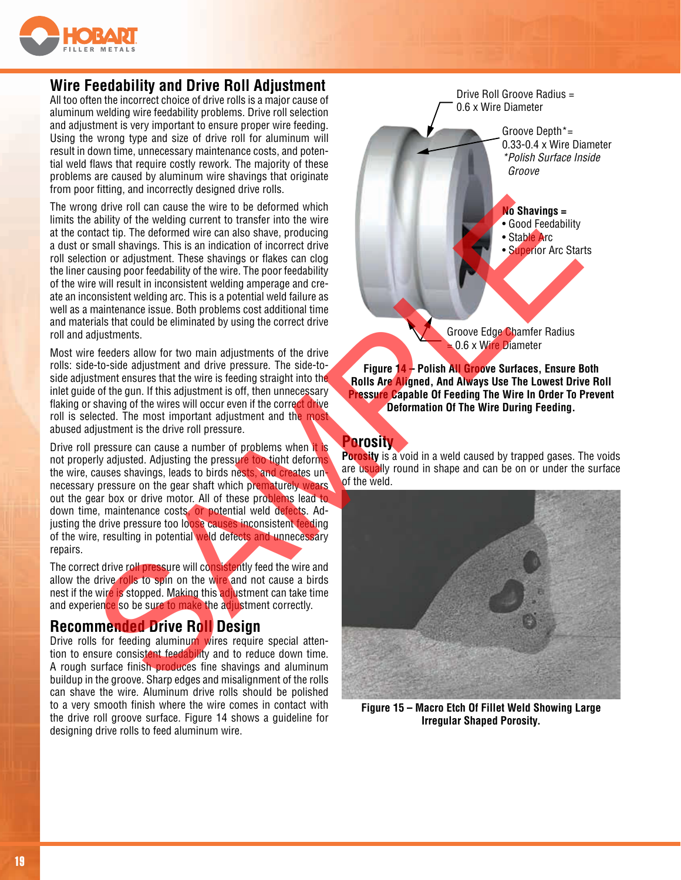## Wire Feedability and Drive Roll Adjustment

All too often the incorrect choice of drive rolls is a major cause of aluminum welding wire feedability problems. Drive roll selection and adjustment is very important to ensure proper wire feeding. Using the wrong type and size of drive roll for aluminum will result in down time, unnecessary maintenance costs, and potential weld flaws that require costly rework. The majority of these problems are caused by aluminum wire shavings that originate from poor fitting, and incorrectly designed drive rolls.

The wrong drive roll can cause the wire to be deformed which limits the ability of the welding current to transfer into the wire at the contact tip. The deformed wire can also shave, producing a dust or small shavings. This is an indication of incorrect drive roll selection or adjustment. These shavings or flakes can clog the liner causing poor feedability of the wire. The poor feedability of the wire will result in inconsistent welding amperage and create an inconsistent welding arc. This is a potential weld failure as well as a maintenance issue. Both problems cost additional time and materials that could be eliminated by using the correct drive roll and adjustments.

Most wire feeders allow for two main adjustments of the drive rolls: side-to-side adjustment and drive pressure. The side-to-side adjustment ensures that the wire is feeding straight into the inlet guide of the gun. If this adjustment is off, then unnecessary flaking or shaving of the wires will occur even if the correct drive roll is selected. The most important adjustment and the most abused adjustment is the drive roll pressure.

Drive roll pressure can cause a number of problems when it is not properly adjusted. Adjusting the pressure too tight deforms the wire, causes shavings, leads to birds nests, and creates unnecessary pressure on the gear shaft which prematurely wears out the gear box or drive motor. All of these problems lead to down time, maintenance costs, or potential weld defects. Adjusting the drive pressure too loose causes inconsistent feeding of the wire, resulting in potential weld defects and unnecessary repairs.

The correct drive roll pressure will consistently feed the wire and allow the drive rolls to spin on the wire and not cause a birds nest if the wire is stopped. Making this adjustment can take time and experience so be sure to make the adjustment correctly.

## Recommended Drive Roll Design

Drive rolls for feeding aluminum wires require special attention to ensure consistent feedability and to reduce down time. A rough surface finish produces fine shavings and aluminum buildup in the groove. Sharp edges and misalignment of the rolls can shave the wire. Aluminum drive rolls should be polished to a very smooth finish where the wire comes in contact with the drive roll groove surface. Figure 14 shows a guideline for designing drive rolls to feed aluminum wire.

Drive Roll Groove Radius = 0.6 x Wire Diameter

Groove Depth* = 0.33-0.4 x Wire Diameter
*Polish Surface Inside Groove*

**No Shavings =**
- Good Feedability
- Stable Arc
- Superior Arc Starts

Groove Edge Chamfer Radius = 0.6 x Wire Diameter

**Figure 14 – Polish All Groove Surfaces, Ensure Both Rolls Are Aligned, And Always Use The Lowest Drive Roll Pressure Capable Of Feeding The Wire In Order To Prevent Deformation Of The Wire During Feeding.**

## Porosity

**Porosity** is a void in a weld caused by trapped gases. The voids are usually round in shape and can be on or under the surface of the weld.

**Figure 15 – Macro Etch Of Fillet Weld Showing Large Irregular Shaped Porosity.**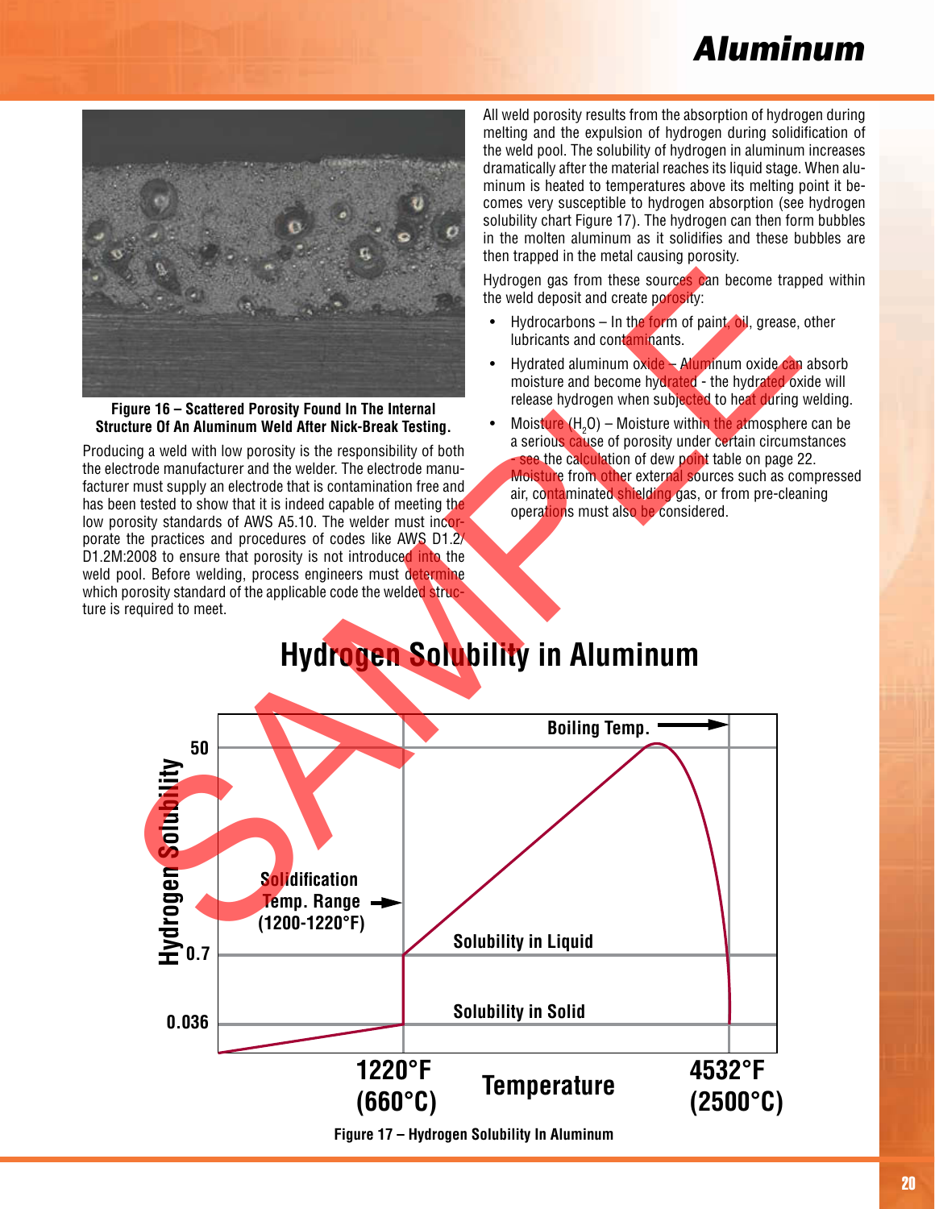Figure 16 – Scattered Porosity Found In The Internal Structure Of An Aluminum Weld After Nick-Break Testing.

Producing a weld with low porosity is the responsibility of both the electrode manufacturer and the welder. The electrode manufacturer must supply an electrode that is contamination free and has been tested to show that it is indeed capable of meeting the low porosity standards of AWS A5.10. The welder must incorporate the practices and procedures of codes like AWS D1.2/D1.2M:2008 to ensure that porosity is not introduced into the weld pool. Before welding, process engineers must determine which porosity standard of the applicable code the welded structure is required to meet.

All weld porosity results from the absorption of hydrogen during melting and the expulsion of hydrogen during solidification of the weld pool. The solubility of hydrogen in aluminum increases dramatically after the material reaches its liquid stage. When aluminum is heated to temperatures above its melting point it becomes very susceptible to hydrogen absorption (see hydrogen solubility chart Figure 17). The hydrogen can then form bubbles in the molten aluminum as it solidifies and these bubbles are then trapped in the metal causing porosity.

Hydrogen gas from these sources can become trapped within the weld deposit and create porosity:

- Hydrocarbons – In the form of paint, oil, grease, other lubricants and contaminants.
- Hydrated aluminum oxide – Aluminum oxide can absorb moisture and become hydrated - the hydrated oxide will release hydrogen when subjected to heat during welding.
- Moisture ($H_2O$) – Moisture within the atmosphere can be a serious cause of porosity under certain circumstances - see the calculation of dew point table on page 22. Moisture from other external sources such as compressed air, contaminated shielding gas, or from pre-cleaning operations must also be considered.

## Hydrogen Solubility in Aluminum

Boiling Temp.

Hydrogen Solubility

50

0.7

0.036

Solidification Temp. Range (1200-1220°F)

Solubility in Liquid

Solubility in Solid

1220°F (660°C)

Temperature

4532°F (2500°C)

Figure 17 – Hydrogen Solubility In Aluminum